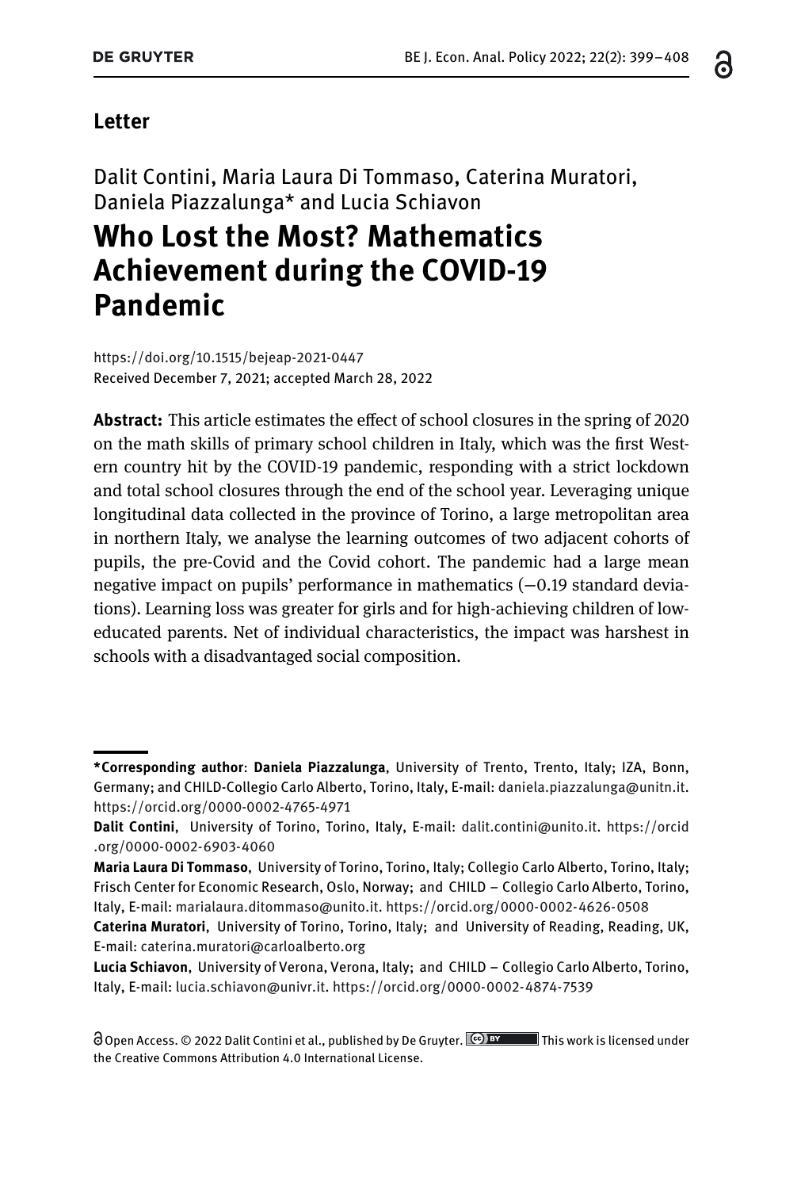**Letter**

Dalit Contini, Maria Laura Di Tommaso, Caterina Muratori, Daniela Piazzalunga* and Lucia Schiavon

# Who Lost the Most? Mathematics Achievement during the COVID-19 Pandemic

https://doi.org/10.1515/bejeap-2021-0447
Received December 7, 2021; accepted March 28, 2022

**Abstract:** This article estimates the effect of school closures in the spring of 2020 on the math skills of primary school children in Italy, which was the first Western country hit by the COVID-19 pandemic, responding with a strict lockdown and total school closures through the end of the school year. Leveraging unique longitudinal data collected in the province of Torino, a large metropolitan area in northern Italy, we analyse the learning outcomes of two adjacent cohorts of pupils, the pre-Covid and the Covid cohort. The pandemic had a large mean negative impact on pupils' performance in mathematics (−0.19 standard deviations). Learning loss was greater for girls and for high-achieving children of low-educated parents. Net of individual characteristics, the impact was harshest in schools with a disadvantaged social composition.

---

***Corresponding author**: **Daniela Piazzalunga**, University of Trento, Trento, Italy; IZA, Bonn, Germany; and CHILD-Collegio Carlo Alberto, Torino, Italy, E-mail: daniela.piazzalunga@unitn.it. https://orcid.org/0000-0002-4765-4971

**Dalit Contini**, University of Torino, Torino, Italy, E-mail: dalit.contini@unito.it. https://orcid.org/0000-0002-6903-4060

**Maria Laura Di Tommaso**, University of Torino, Torino, Italy; Collegio Carlo Alberto, Torino, Italy; Frisch Center for Economic Research, Oslo, Norway; and CHILD – Collegio Carlo Alberto, Torino, Italy, E-mail: marialaura.ditommaso@unito.it. https://orcid.org/0000-0002-4626-0508

**Caterina Muratori**, University of Torino, Torino, Italy; and University of Reading, Reading, UK, E-mail: caterina.muratori@carloalberto.org

**Lucia Schiavon**, University of Verona, Verona, Italy; and CHILD – Collegio Carlo Alberto, Torino, Italy, E-mail: lucia.schiavon@univr.it. https://orcid.org/0000-0002-4874-7539

Open Access. © 2022 Dalit Contini et al., published by De Gruyter. This work is licensed under the Creative Commons Attribution 4.0 International License.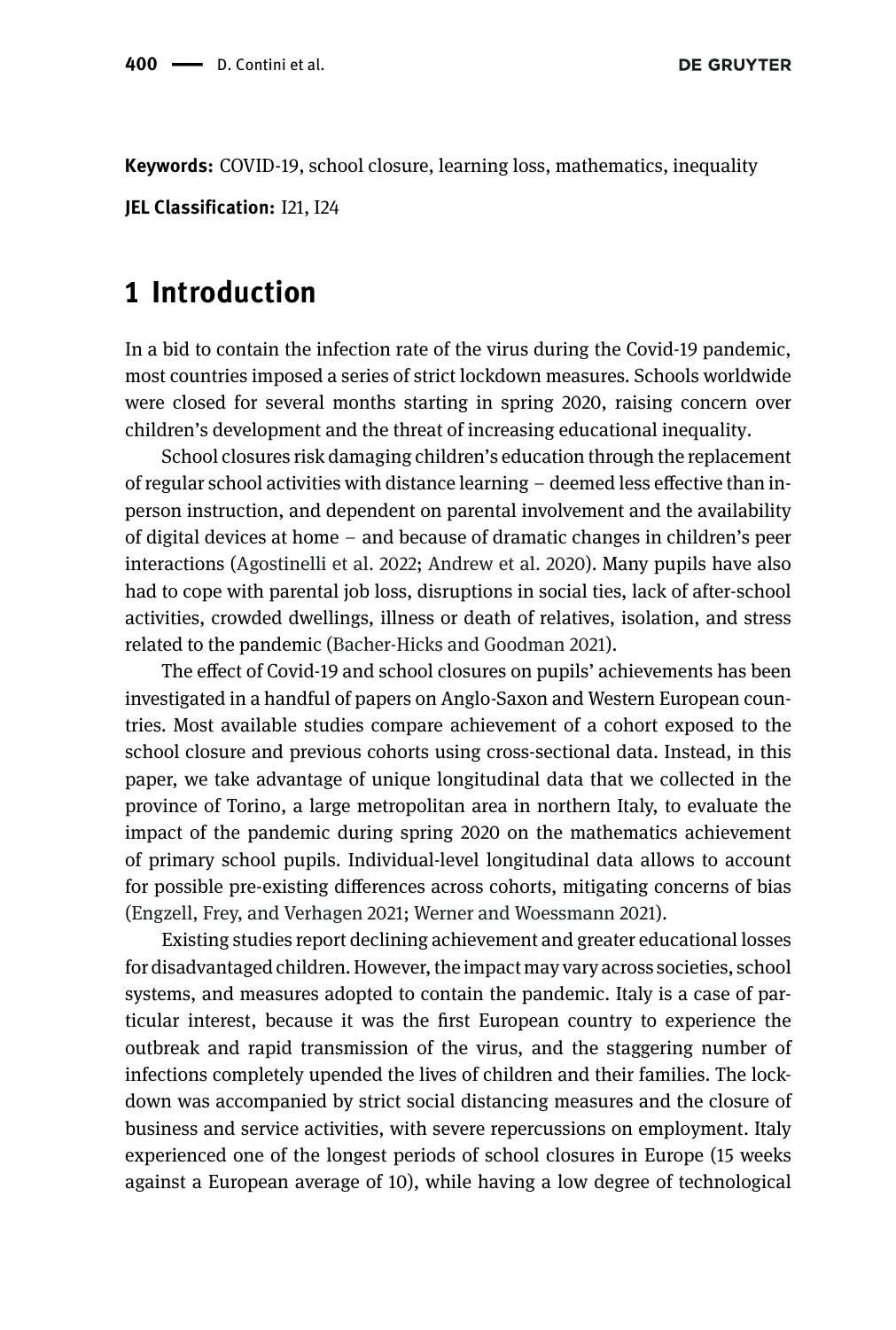**Keywords:** COVID-19, school closure, learning loss, mathematics, inequality

**JEL Classification:** I21, I24

# 1 Introduction

In a bid to contain the infection rate of the virus during the Covid-19 pandemic, most countries imposed a series of strict lockdown measures. Schools worldwide were closed for several months starting in spring 2020, raising concern over children's development and the threat of increasing educational inequality.

School closures risk damaging children's education through the replacement of regular school activities with distance learning – deemed less effective than in-person instruction, and dependent on parental involvement and the availability of digital devices at home – and because of dramatic changes in children's peer interactions (Agostinelli et al. 2022; Andrew et al. 2020). Many pupils have also had to cope with parental job loss, disruptions in social ties, lack of after-school activities, crowded dwellings, illness or death of relatives, isolation, and stress related to the pandemic (Bacher-Hicks and Goodman 2021).

The effect of Covid-19 and school closures on pupils' achievements has been investigated in a handful of papers on Anglo-Saxon and Western European countries. Most available studies compare achievement of a cohort exposed to the school closure and previous cohorts using cross-sectional data. Instead, in this paper, we take advantage of unique longitudinal data that we collected in the province of Torino, a large metropolitan area in northern Italy, to evaluate the impact of the pandemic during spring 2020 on the mathematics achievement of primary school pupils. Individual-level longitudinal data allows to account for possible pre-existing differences across cohorts, mitigating concerns of bias (Engzell, Frey, and Verhagen 2021; Werner and Woessmann 2021).

Existing studies report declining achievement and greater educational losses for disadvantaged children. However, the impact may vary across societies, school systems, and measures adopted to contain the pandemic. Italy is a case of particular interest, because it was the first European country to experience the outbreak and rapid transmission of the virus, and the staggering number of infections completely upended the lives of children and their families. The lockdown was accompanied by strict social distancing measures and the closure of business and service activities, with severe repercussions on employment. Italy experienced one of the longest periods of school closures in Europe (15 weeks against a European average of 10), while having a low degree of technological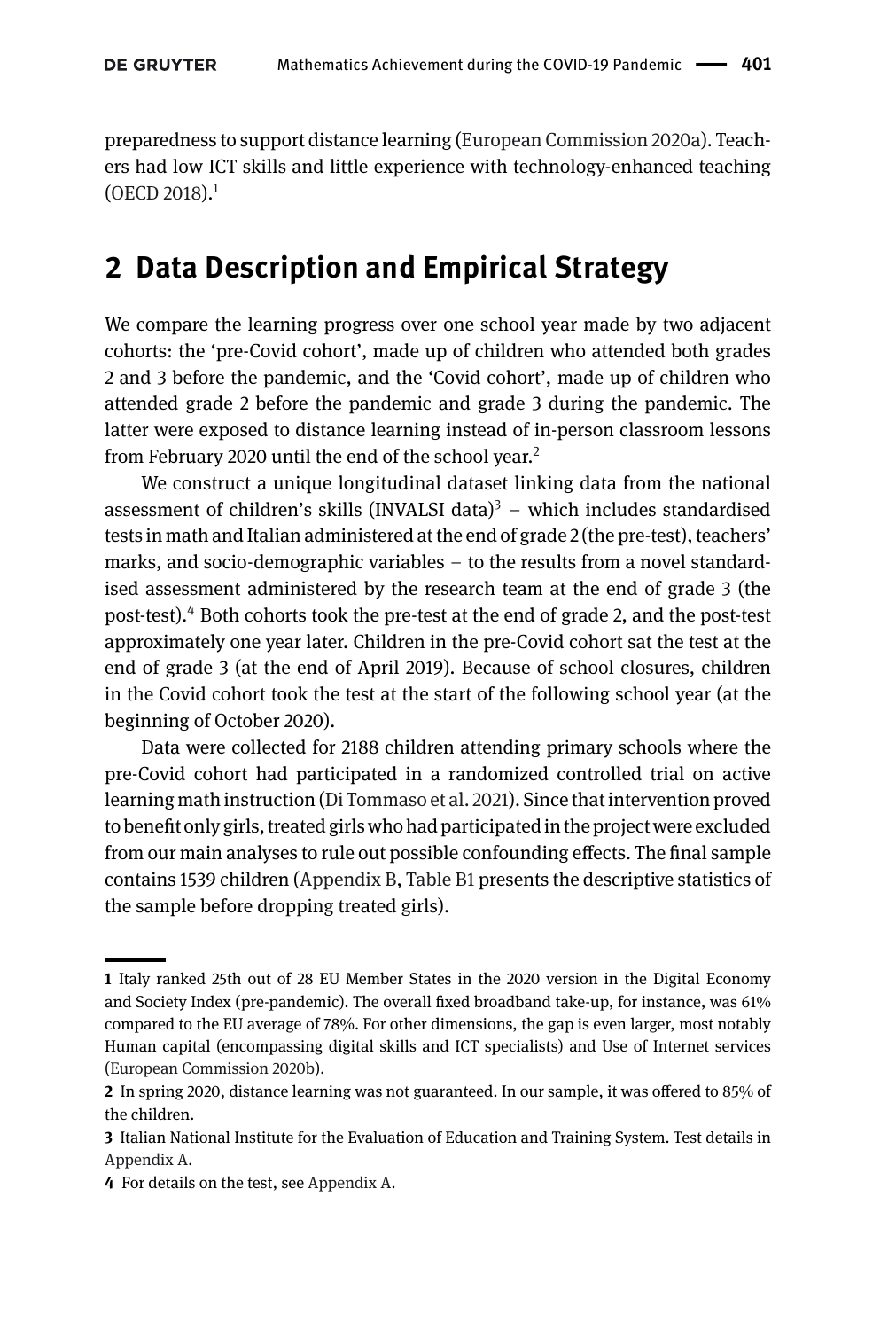preparedness to support distance learning (European Commission 2020a). Teachers had low ICT skills and little experience with technology-enhanced teaching (OECD 2018).[1]

## 2 Data Description and Empirical Strategy

We compare the learning progress over one school year made by two adjacent cohorts: the 'pre-Covid cohort', made up of children who attended both grades 2 and 3 before the pandemic, and the 'Covid cohort', made up of children who attended grade 2 before the pandemic and grade 3 during the pandemic. The latter were exposed to distance learning instead of in-person classroom lessons from February 2020 until the end of the school year.[2]

We construct a unique longitudinal dataset linking data from the national assessment of children's skills (INVALSI data)[3] – which includes standardised tests in math and Italian administered at the end of grade 2 (the pre-test), teachers' marks, and socio-demographic variables – to the results from a novel standardised assessment administered by the research team at the end of grade 3 (the post-test).[4] Both cohorts took the pre-test at the end of grade 2, and the post-test approximately one year later. Children in the pre-Covid cohort sat the test at the end of grade 3 (at the end of April 2019). Because of school closures, children in the Covid cohort took the test at the start of the following school year (at the beginning of October 2020).

Data were collected for 2188 children attending primary schools where the pre-Covid cohort had participated in a randomized controlled trial on active learning math instruction (Di Tommaso et al. 2021). Since that intervention proved to benefit only girls, treated girls who had participated in the project were excluded from our main analyses to rule out possible confounding effects. The final sample contains 1539 children (Appendix B, Table B1 presents the descriptive statistics of the sample before dropping treated girls).

---

**1** Italy ranked 25th out of 28 EU Member States in the 2020 version in the Digital Economy and Society Index (pre-pandemic). The overall fixed broadband take-up, for instance, was 61% compared to the EU average of 78%. For other dimensions, the gap is even larger, most notably Human capital (encompassing digital skills and ICT specialists) and Use of Internet services (European Commission 2020b).

**2** In spring 2020, distance learning was not guaranteed. In our sample, it was offered to 85% of the children.

**3** Italian National Institute for the Evaluation of Education and Training System. Test details in Appendix A.

**4** For details on the test, see Appendix A.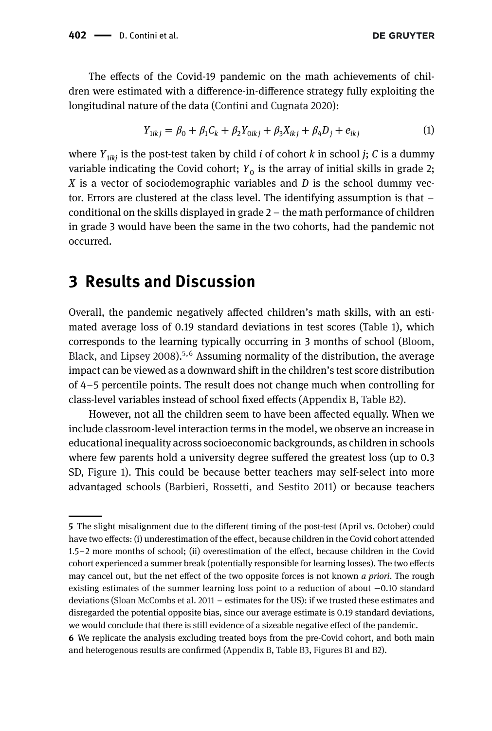The effects of the Covid-19 pandemic on the math achievements of children were estimated with a difference-in-difference strategy fully exploiting the longitudinal nature of the data (Contini and Cugnata 2020):

$$Y_{1ikj} = \beta_0 + \beta_1 C_k + \beta_2 Y_{0ikj} + \beta_3 X_{ikj} + \beta_4 D_j + e_{ikj} \tag{1}$$

where $Y_{1ikj}$ is the post-test taken by child $i$ of cohort $k$ in school $j$; $C$ is a dummy variable indicating the Covid cohort; $Y_0$ is the array of initial skills in grade 2; $X$ is a vector of sociodemographic variables and $D$ is the school dummy vector. Errors are clustered at the class level. The identifying assumption is that – conditional on the skills displayed in grade 2 – the math performance of children in grade 3 would have been the same in the two cohorts, had the pandemic not occurred.

# 3 Results and Discussion

Overall, the pandemic negatively affected children's math skills, with an estimated average loss of 0.19 standard deviations in test scores (Table 1), which corresponds to the learning typically occurring in 3 months of school (Bloom, Black, and Lipsey 2008).[5,6] Assuming normality of the distribution, the average impact can be viewed as a downward shift in the children's test score distribution of 4–5 percentile points. The result does not change much when controlling for class-level variables instead of school fixed effects (Appendix B, Table B2).

However, not all the children seem to have been affected equally. When we include classroom-level interaction terms in the model, we observe an increase in educational inequality across socioeconomic backgrounds, as children in schools where few parents hold a university degree suffered the greatest loss (up to 0.3 SD, Figure 1). This could be because better teachers may self-select into more advantaged schools (Barbieri, Rossetti, and Sestito 2011) or because teachers

---

5 The slight misalignment due to the different timing of the post-test (April vs. October) could have two effects: (i) underestimation of the effect, because children in the Covid cohort attended 1.5–2 more months of school; (ii) overestimation of the effect, because children in the Covid cohort experienced a summer break (potentially responsible for learning losses). The two effects may cancel out, but the net effect of the two opposite forces is not known *a priori*. The rough existing estimates of the summer learning loss point to a reduction of about −0.10 standard deviations (Sloan McCombs et al. 2011 – estimates for the US): if we trusted these estimates and disregarded the potential opposite bias, since our average estimate is 0.19 standard deviations, we would conclude that there is still evidence of a sizeable negative effect of the pandemic.

6 We replicate the analysis excluding treated boys from the pre-Covid cohort, and both main and heterogenous results are confirmed (Appendix B, Table B3, Figures B1 and B2).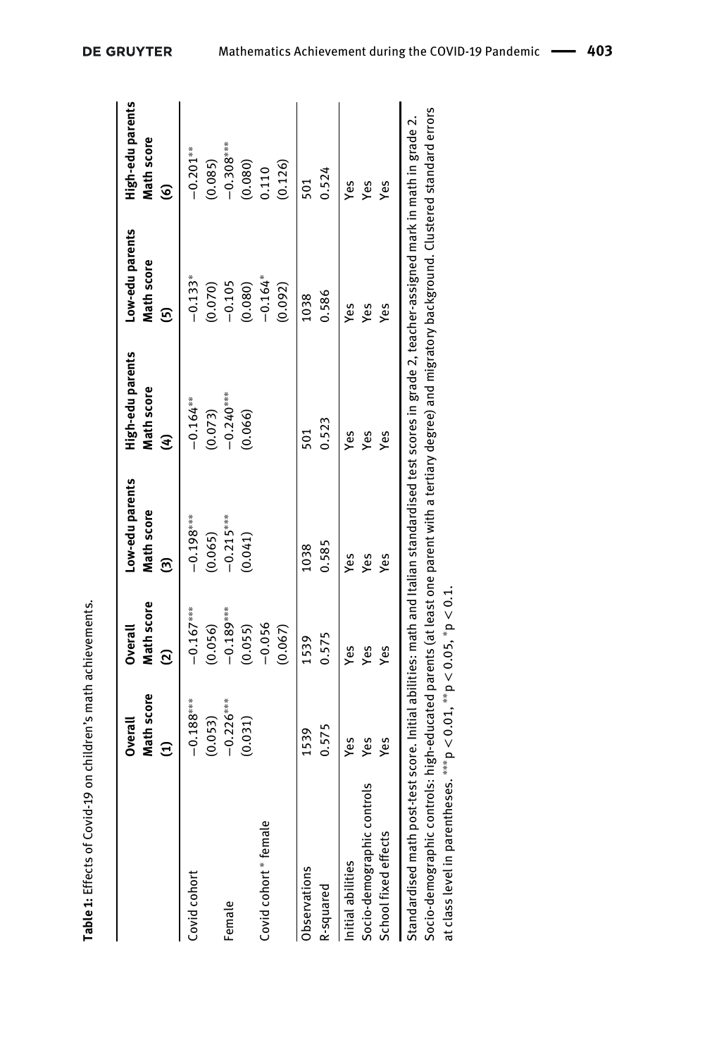**Table 1:** Effects of Covid-19 on children's math achievements.

| | Overall Math score (1) | Overall Math score (2) | Low-edu parents Math score (3) | High-edu parents Math score (4) | Low-edu parents Math score (5) | High-edu parents Math score (6) |
|---|---|---|---|---|---|---|
| Covid cohort | −0.188*** | −0.167*** | −0.198*** | −0.164** | −0.133* | −0.201** |
| | (0.053) | (0.056) | (0.065) | (0.073) | (0.070) | (0.085) |
| Female | −0.226*** | −0.189*** | −0.215*** | −0.240*** | −0.105 | −0.308*** |
| | (0.031) | (0.055) | (0.041) | (0.066) | (0.080) | (0.080) |
| Covid cohort * female | | −0.056 | | | −0.164* | 0.110 |
| | | (0.067) | | | (0.092) | (0.126) |
| Observations | 1539 | 1539 | 1038 | 501 | 1038 | 501 |
| R-squared | 0.575 | 0.575 | 0.585 | 0.523 | 0.586 | 0.524 |
| Initial abilities | Yes | Yes | Yes | Yes | Yes | Yes |
| Socio-demographic controls | Yes | Yes | Yes | Yes | Yes | Yes |
| School fixed effects | Yes | Yes | Yes | Yes | Yes | Yes |

Standardised math post-test score. Initial abilities: math and Italian standardised test scores in grade 2, teacher-assigned mark in math in grade 2. Socio-demographic controls: high-educated parents (at least one parent with a tertiary degree) and migratory background. Clustered standard errors at class level in parentheses. *** $p < 0.01$, ** $p < 0.05$, * $p < 0.1$.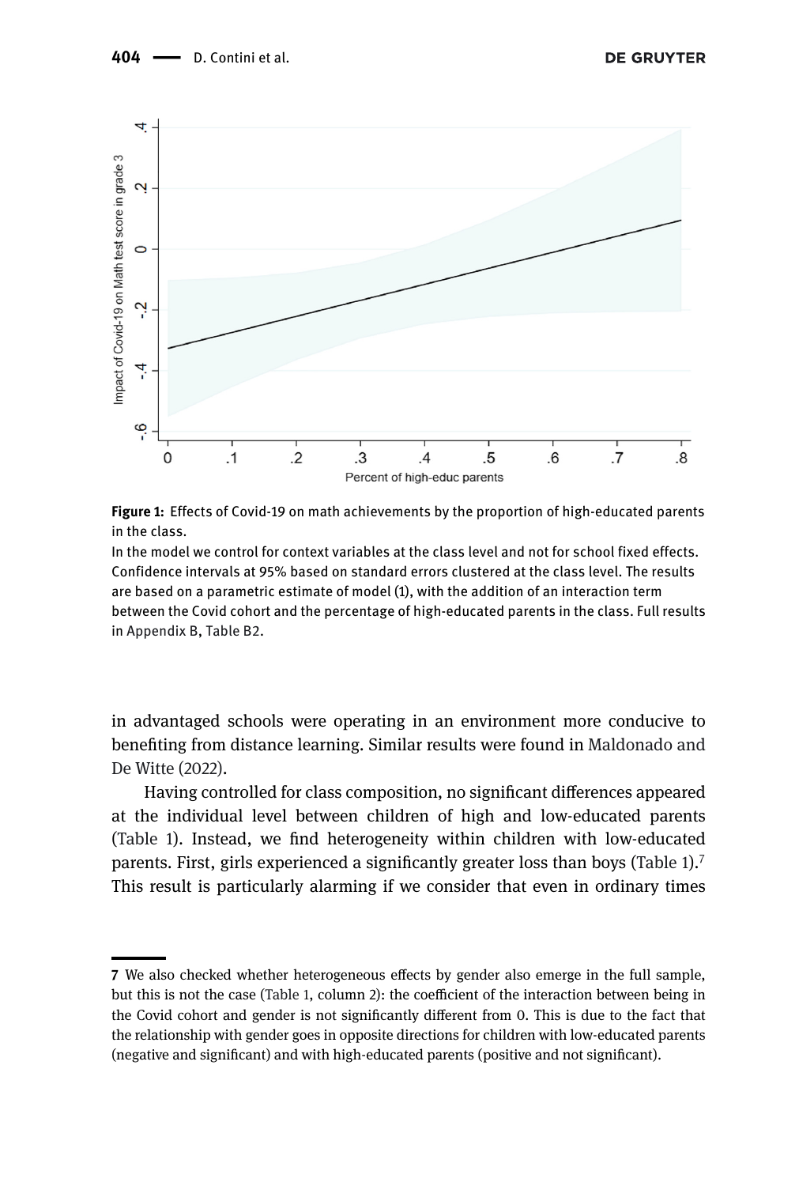**Figure 1:** Effects of Covid-19 on math achievements by the proportion of high-educated parents in the class.

In the model we control for context variables at the class level and not for school fixed effects. Confidence intervals at 95% based on standard errors clustered at the class level. The results are based on a parametric estimate of model (1), with the addition of an interaction term between the Covid cohort and the percentage of high-educated parents in the class. Full results in Appendix B, Table B2.

in advantaged schools were operating in an environment more conducive to benefiting from distance learning. Similar results were found in Maldonado and De Witte (2022).

Having controlled for class composition, no significant differences appeared at the individual level between children of high and low-educated parents (Table 1). Instead, we find heterogeneity within children with low-educated parents. First, girls experienced a significantly greater loss than boys (Table 1).[7] This result is particularly alarming if we consider that even in ordinary times

---

7 We also checked whether heterogeneous effects by gender also emerge in the full sample, but this is not the case (Table 1, column 2): the coefficient of the interaction between being in the Covid cohort and gender is not significantly different from 0. This is due to the fact that the relationship with gender goes in opposite directions for children with low-educated parents (negative and significant) and with high-educated parents (positive and not significant).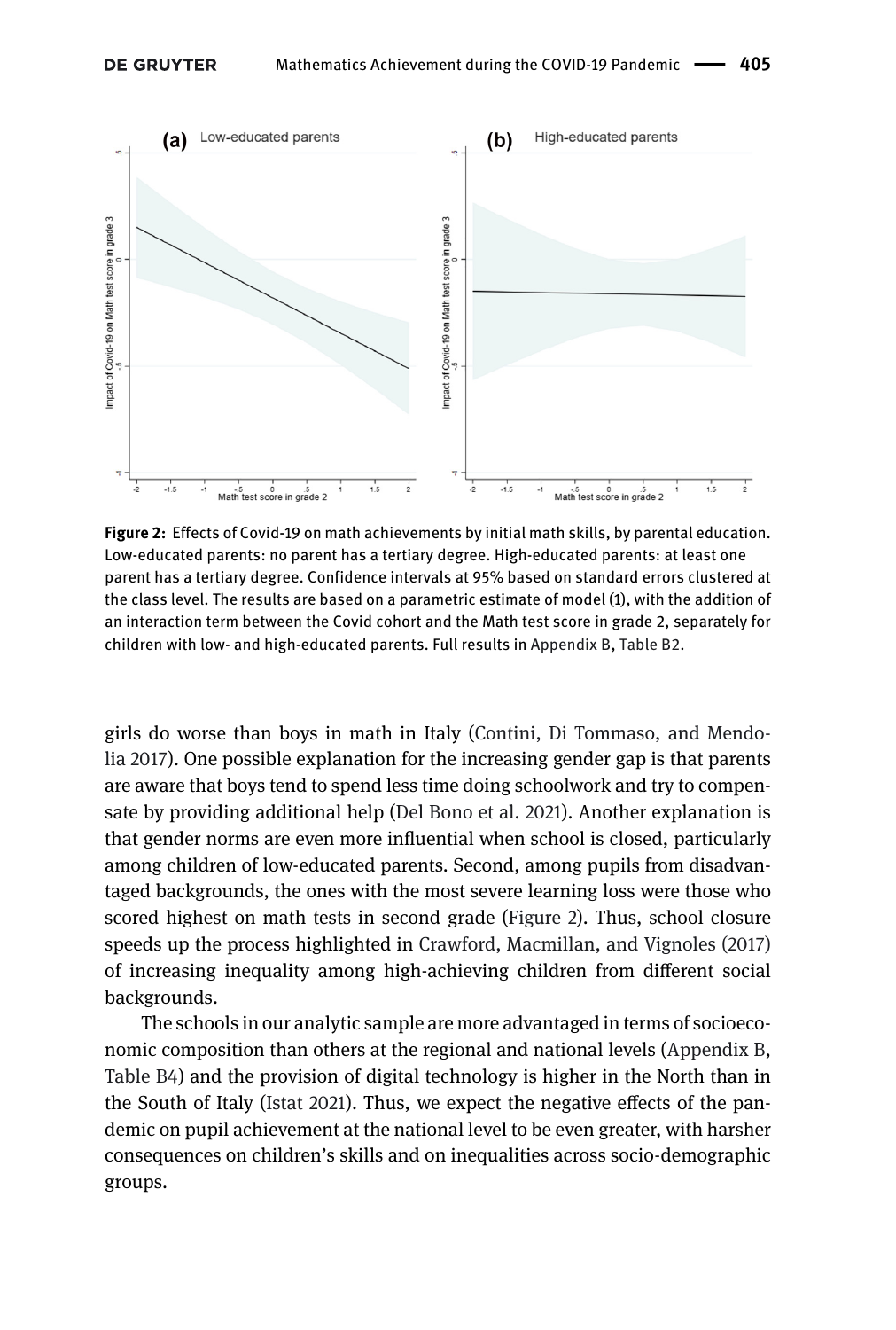**Figure 2:** Effects of Covid-19 on math achievements by initial math skills, by parental education. Low-educated parents: no parent has a tertiary degree. High-educated parents: at least one parent has a tertiary degree. Confidence intervals at 95% based on standard errors clustered at the class level. The results are based on a parametric estimate of model (1), with the addition of an interaction term between the Covid cohort and the Math test score in grade 2, separately for children with low- and high-educated parents. Full results in Appendix B, Table B2.

girls do worse than boys in math in Italy (Contini, Di Tommaso, and Mendolia 2017). One possible explanation for the increasing gender gap is that parents are aware that boys tend to spend less time doing schoolwork and try to compensate by providing additional help (Del Bono et al. 2021). Another explanation is that gender norms are even more influential when school is closed, particularly among children of low-educated parents. Second, among pupils from disadvantaged backgrounds, the ones with the most severe learning loss were those who scored highest on math tests in second grade (Figure 2). Thus, school closure speeds up the process highlighted in Crawford, Macmillan, and Vignoles (2017) of increasing inequality among high-achieving children from different social backgrounds.

The schools in our analytic sample are more advantaged in terms of socioeconomic composition than others at the regional and national levels (Appendix B, Table B4) and the provision of digital technology is higher in the North than in the South of Italy (Istat 2021). Thus, we expect the negative effects of the pandemic on pupil achievement at the national level to be even greater, with harsher consequences on children's skills and on inequalities across socio-demographic groups.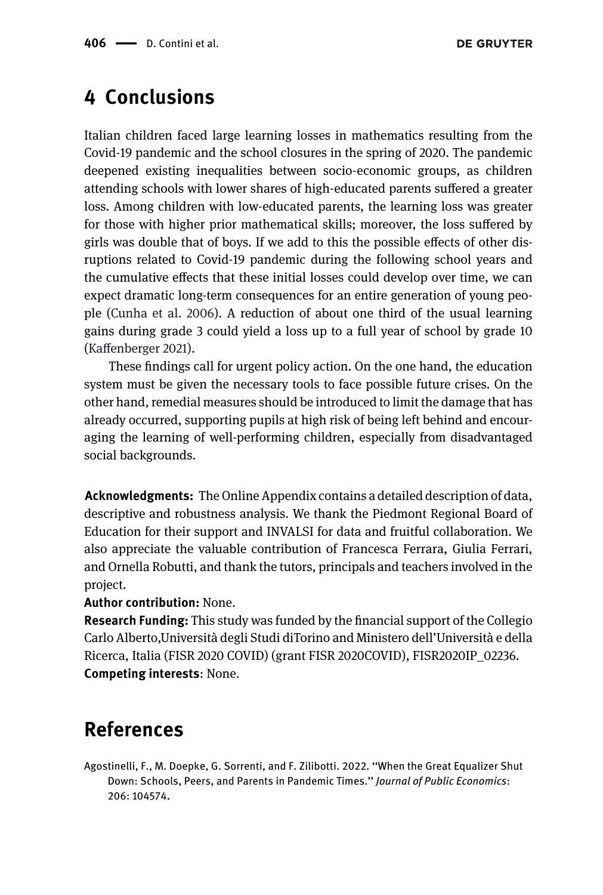# 4 Conclusions

Italian children faced large learning losses in mathematics resulting from the Covid-19 pandemic and the school closures in the spring of 2020. The pandemic deepened existing inequalities between socio-economic groups, as children attending schools with lower shares of high-educated parents suffered a greater loss. Among children with low-educated parents, the learning loss was greater for those with higher prior mathematical skills; moreover, the loss suffered by girls was double that of boys. If we add to this the possible effects of other disruptions related to Covid-19 pandemic during the following school years and the cumulative effects that these initial losses could develop over time, we can expect dramatic long-term consequences for an entire generation of young people (Cunha et al. 2006). A reduction of about one third of the usual learning gains during grade 3 could yield a loss up to a full year of school by grade 10 (Kaffenberger 2021).

These findings call for urgent policy action. On the one hand, the education system must be given the necessary tools to face possible future crises. On the other hand, remedial measures should be introduced to limit the damage that has already occurred, supporting pupils at high risk of being left behind and encouraging the learning of well-performing children, especially from disadvantaged social backgrounds.

**Acknowledgments:** The Online Appendix contains a detailed description of data, descriptive and robustness analysis. We thank the Piedmont Regional Board of Education for their support and INVALSI for data and fruitful collaboration. We also appreciate the valuable contribution of Francesca Ferrara, Giulia Ferrari, and Ornella Robutti, and thank the tutors, principals and teachers involved in the project.

**Author contribution:** None.

**Research Funding:** This study was funded by the financial support of the Collegio Carlo Alberto,Università degli Studi diTorino and Ministero dell'Università e della Ricerca, Italia (FISR 2020 COVID) (grant FISR 2020COVID), FISR2020IP_02236.

**Competing interests**: None.

# References

Agostinelli, F., M. Doepke, G. Sorrenti, and F. Zilibotti. 2022. "When the Great Equalizer Shut Down: Schools, Peers, and Parents in Pandemic Times." *Journal of Public Economics*: 206: 104574.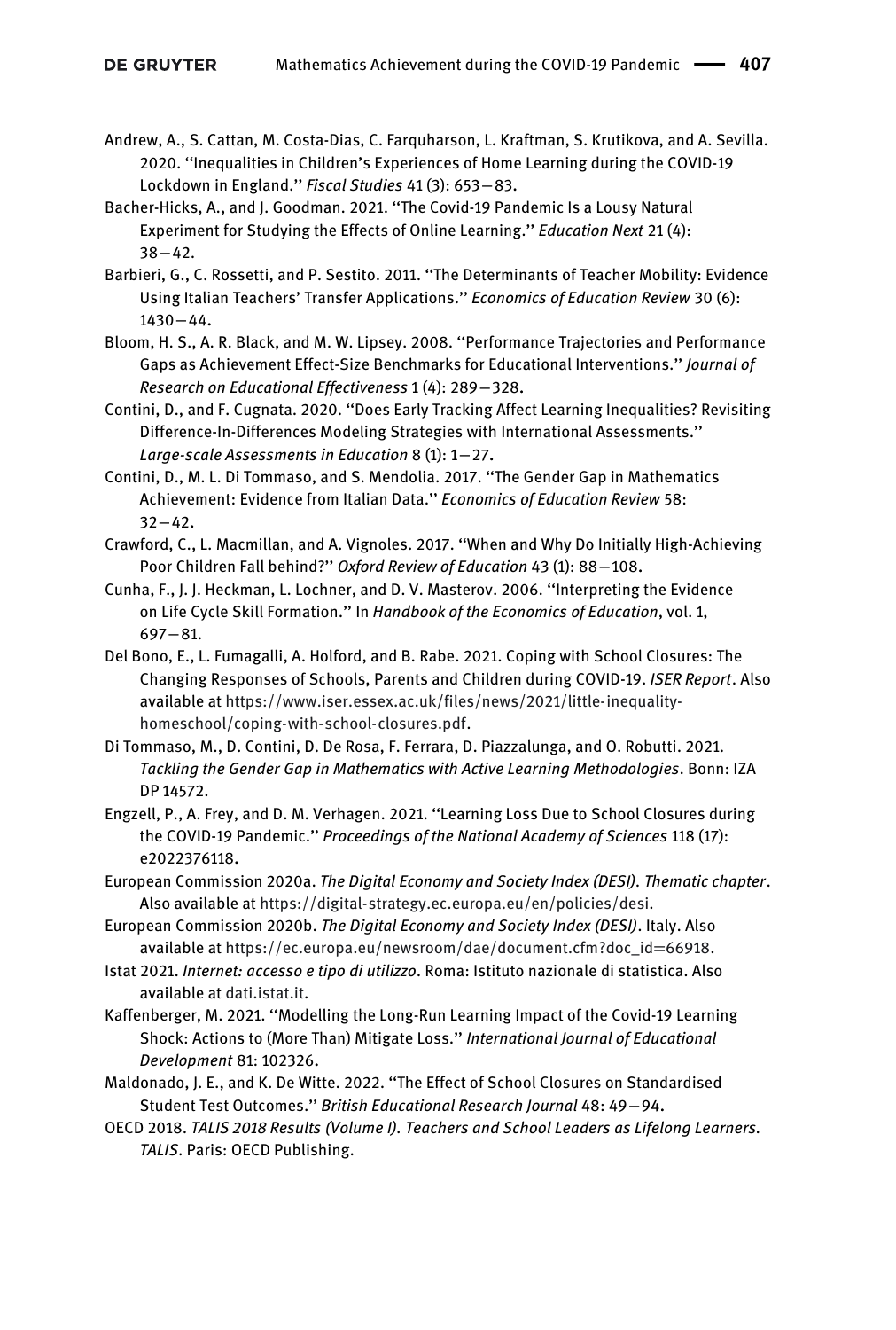Andrew, A., S. Cattan, M. Costa-Dias, C. Farquharson, L. Kraftman, S. Krutikova, and A. Sevilla. 2020. "Inequalities in Children's Experiences of Home Learning during the COVID-19 Lockdown in England." *Fiscal Studies* 41 (3): 653–83.

Bacher-Hicks, A., and J. Goodman. 2021. "The Covid-19 Pandemic Is a Lousy Natural Experiment for Studying the Effects of Online Learning." *Education Next* 21 (4): 38–42.

Barbieri, G., C. Rossetti, and P. Sestito. 2011. "The Determinants of Teacher Mobility: Evidence Using Italian Teachers' Transfer Applications." *Economics of Education Review* 30 (6): 1430–44.

Bloom, H. S., A. R. Black, and M. W. Lipsey. 2008. "Performance Trajectories and Performance Gaps as Achievement Effect-Size Benchmarks for Educational Interventions." *Journal of Research on Educational Effectiveness* 1 (4): 289–328.

Contini, D., and F. Cugnata. 2020. "Does Early Tracking Affect Learning Inequalities? Revisiting Difference-In-Differences Modeling Strategies with International Assessments." *Large-scale Assessments in Education* 8 (1): 1–27.

Contini, D., M. L. Di Tommaso, and S. Mendolia. 2017. "The Gender Gap in Mathematics Achievement: Evidence from Italian Data." *Economics of Education Review* 58: 32–42.

Crawford, C., L. Macmillan, and A. Vignoles. 2017. "When and Why Do Initially High-Achieving Poor Children Fall behind?" *Oxford Review of Education* 43 (1): 88–108.

Cunha, F., J. J. Heckman, L. Lochner, and D. V. Masterov. 2006. "Interpreting the Evidence on Life Cycle Skill Formation." In *Handbook of the Economics of Education*, vol. 1, 697–81.

Del Bono, E., L. Fumagalli, A. Holford, and B. Rabe. 2021. Coping with School Closures: The Changing Responses of Schools, Parents and Children during COVID-19. *ISER Report*. Also available at https://www.iser.essex.ac.uk/files/news/2021/little-inequality-homeschool/coping-with-school-closures.pdf.

Di Tommaso, M., D. Contini, D. De Rosa, F. Ferrara, D. Piazzalunga, and O. Robutti. 2021. *Tackling the Gender Gap in Mathematics with Active Learning Methodologies*. Bonn: IZA DP 14572.

Engzell, P., A. Frey, and D. M. Verhagen. 2021. "Learning Loss Due to School Closures during the COVID-19 Pandemic." *Proceedings of the National Academy of Sciences* 118 (17): e2022376118.

European Commission 2020a. *The Digital Economy and Society Index (DESI). Thematic chapter*. Also available at https://digital-strategy.ec.europa.eu/en/policies/desi.

European Commission 2020b. *The Digital Economy and Society Index (DESI)*. Italy. Also available at https://ec.europa.eu/newsroom/dae/document.cfm?doc_id=66918.

Istat 2021. *Internet: accesso e tipo di utilizzo*. Roma: Istituto nazionale di statistica. Also available at dati.istat.it.

Kaffenberger, M. 2021. "Modelling the Long-Run Learning Impact of the Covid-19 Learning Shock: Actions to (More Than) Mitigate Loss." *International Journal of Educational Development* 81: 102326.

Maldonado, J. E., and K. De Witte. 2022. "The Effect of School Closures on Standardised Student Test Outcomes." *British Educational Research Journal* 48: 49–94.

OECD 2018. *TALIS 2018 Results (Volume I). Teachers and School Leaders as Lifelong Learners. TALIS*. Paris: OECD Publishing.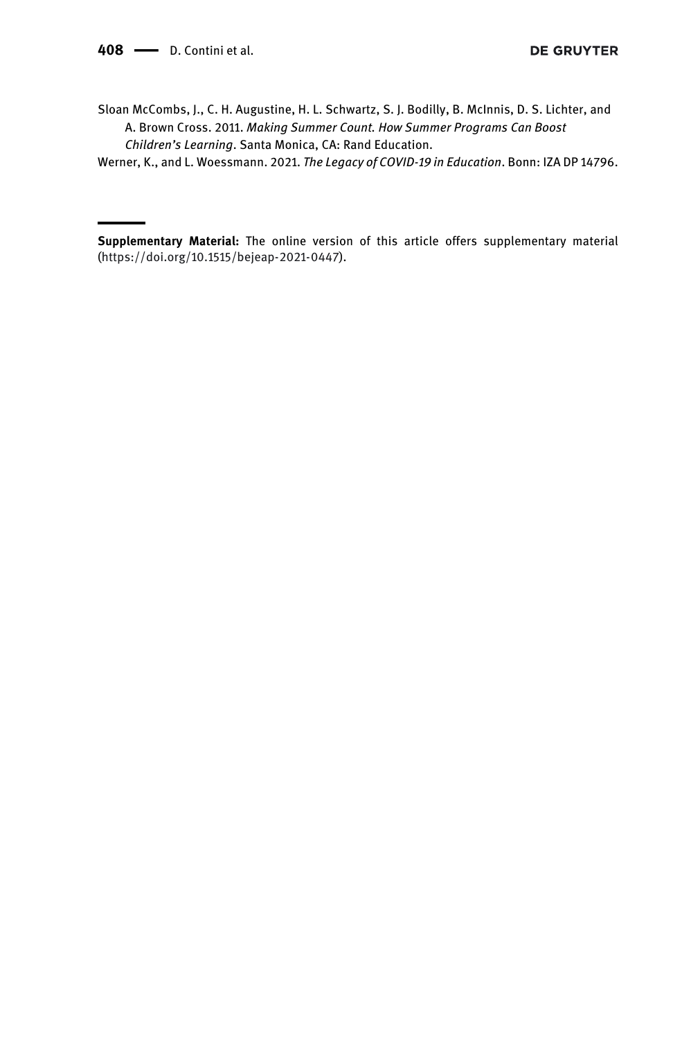Sloan McCombs, J., C. H. Augustine, H. L. Schwartz, S. J. Bodilly, B. McInnis, D. S. Lichter, and A. Brown Cross. 2011. *Making Summer Count. How Summer Programs Can Boost Children's Learning*. Santa Monica, CA: Rand Education.

Werner, K., and L. Woessmann. 2021. *The Legacy of COVID-19 in Education*. Bonn: IZA DP 14796.

---

**Supplementary Material:** The online version of this article offers supplementary material (https://doi.org/10.1515/bejeap-2021-0447).